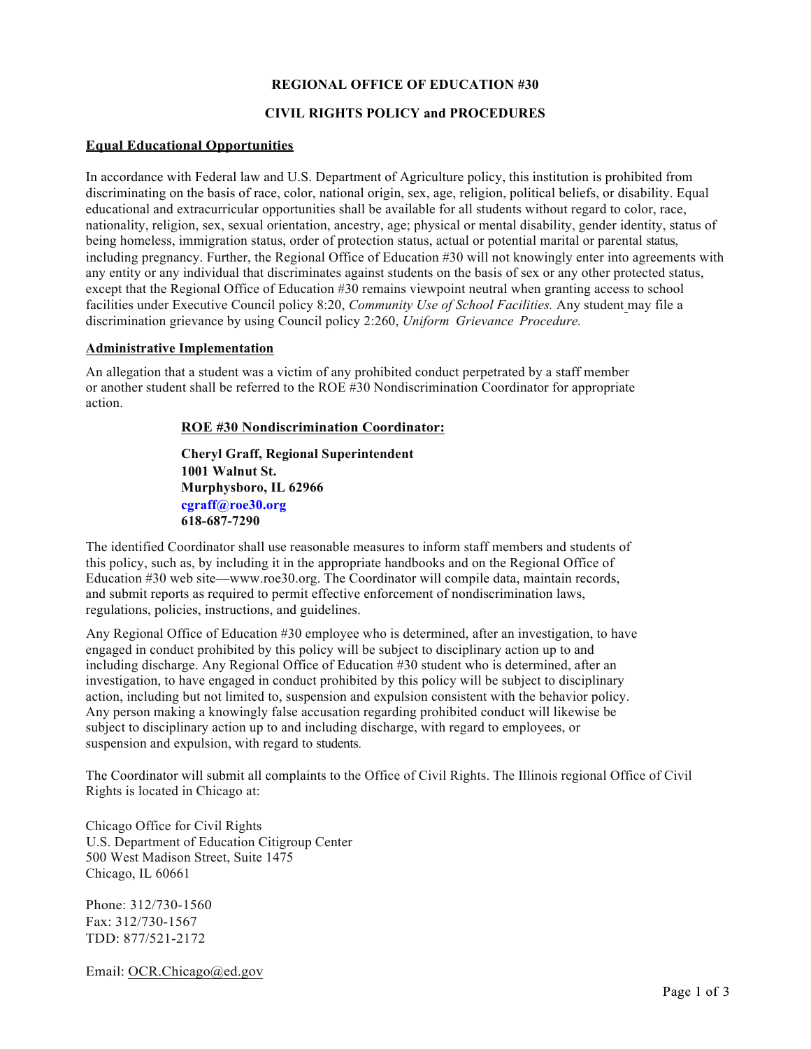**REGIONAL OFFICE OF EDUCATION #30**

**CIVIL RIGHTS POLICY and PROCEDURES**

## Equal Educational Opportunities

In accordance with Federal law and U.S. Department of Agriculture policy, this institution is prohibited from discriminating on the basis of race, color, national origin, sex, age, religion, political beliefs, or disability. Equal educational and extracurricular opportunities shall be available for all students without regard to color, race, nationality, religion, sex, sexual orientation, ancestry, age; physical or mental disability, gender identity, status of being homeless, immigration status, order of protection status, actual or potential marital or parental status, including pregnancy. Further, the Regional Office of Education #30 will not knowingly enter into agreements with any entity or any individual that discriminates against students on the basis of sex or any other protected status, except that the Regional Office of Education #30 remains viewpoint neutral when granting access to school facilities under Executive Council policy 8:20, *Community Use of School Facilities.* Any student may file a discrimination grievance by using Council policy 2:260, *Uniform Grievance Procedure.*

## Administrative Implementation

An allegation that a student was a victim of any prohibited conduct perpetrated by a staff member or another student shall be referred to the ROE #30 Nondiscrimination Coordinator for appropriate action.

**ROE #30 Nondiscrimination Coordinator:**

**Cheryl Graff, Regional Superintendent**
**1001 Walnut St.**
**Murphysboro, IL 62966**
**cgraff@roe30.org**
**618-687-7290**

The identified Coordinator shall use reasonable measures to inform staff members and students of this policy, such as, by including it in the appropriate handbooks and on the Regional Office of Education #30 web site—www.roe30.org. The Coordinator will compile data, maintain records, and submit reports as required to permit effective enforcement of nondiscrimination laws, regulations, policies, instructions, and guidelines.

Any Regional Office of Education #30 employee who is determined, after an investigation, to have engaged in conduct prohibited by this policy will be subject to disciplinary action up to and including discharge. Any Regional Office of Education #30 student who is determined, after an investigation, to have engaged in conduct prohibited by this policy will be subject to disciplinary action, including but not limited to, suspension and expulsion consistent with the behavior policy. Any person making a knowingly false accusation regarding prohibited conduct will likewise be subject to disciplinary action up to and including discharge, with regard to employees, or suspension and expulsion, with regard to students.

The Coordinator will submit all complaints to the Office of Civil Rights. The Illinois regional Office of Civil Rights is located in Chicago at:

Chicago Office for Civil Rights
U.S. Department of Education Citigroup Center
500 West Madison Street, Suite 1475
Chicago, IL 60661

Phone: 312/730-1560
Fax: 312/730-1567
TDD: 877/521-2172

Email: OCR.Chicago@ed.gov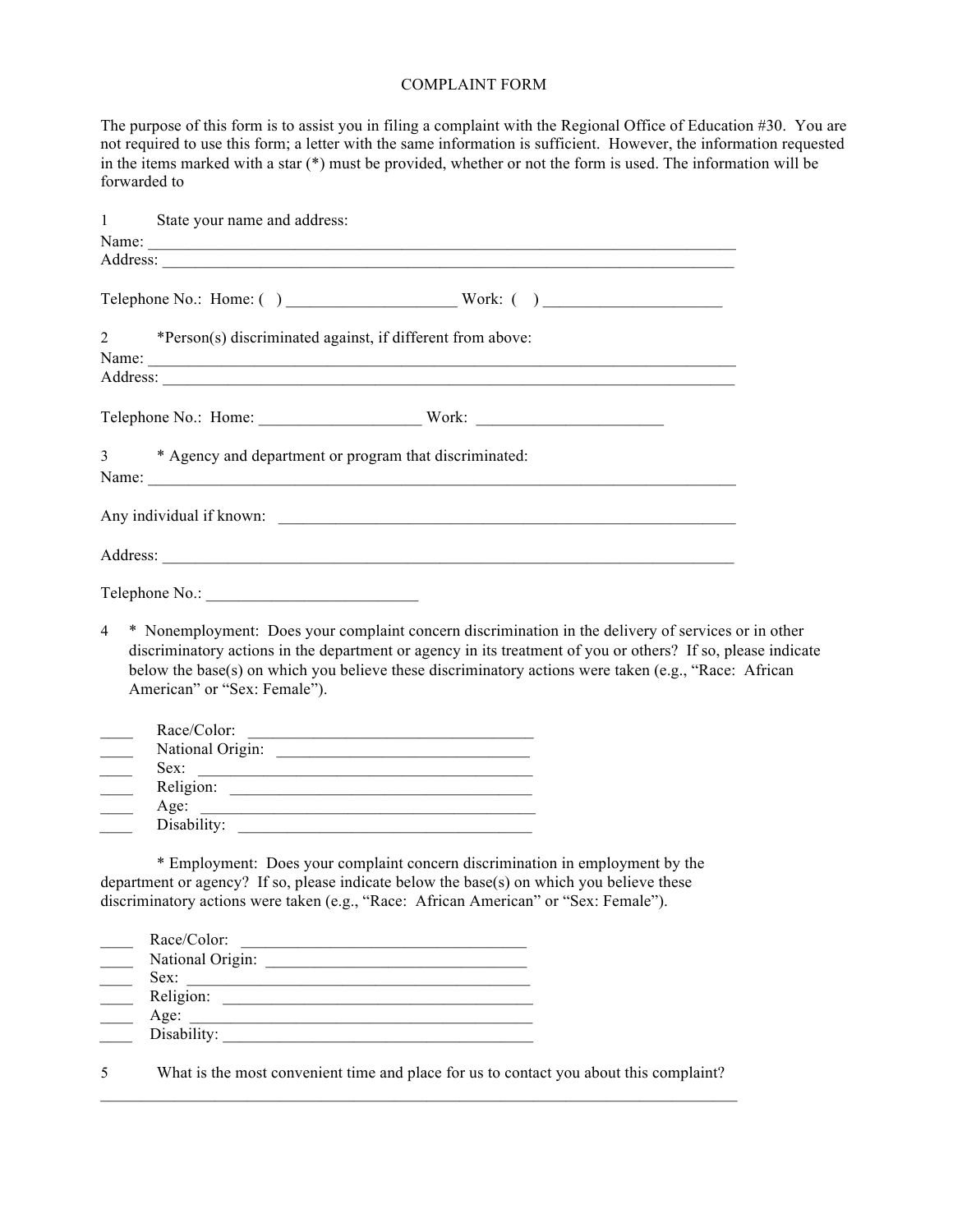# COMPLAINT FORM

The purpose of this form is to assist you in filing a complaint with the Regional Office of Education #30. You are not required to use this form; a letter with the same information is sufficient. However, the information requested in the items marked with a star (*) must be provided, whether or not the form is used. The information will be forwarded to

1 State your name and address:

Name: ___________________________________________________________________________

Address: _________________________________________________________________________

Telephone No.: Home: ( ) _____________________ Work: ( ) ______________________

2 *Person(s) discriminated against, if different from above:

Name: ___________________________________________________________________________

Address: _________________________________________________________________________

Telephone No.: Home: ____________________ Work: _______________________

3 * Agency and department or program that discriminated:

Name: ___________________________________________________________________________

Any individual if known: ___________________________________________________________

Address: _________________________________________________________________________

Telephone No.: __________________________

4 * Nonemployment: Does your complaint concern discrimination in the delivery of services or in other discriminatory actions in the department or agency in its treatment of you or others? If so, please indicate below the base(s) on which you believe these discriminatory actions were taken (e.g., "Race: African American" or "Sex: Female").

____ Race/Color: ___________________________________

____ National Origin: ________________________________

____ Sex: __________________________________________

____ Religion: ______________________________________

____ Age: __________________________________________

____ Disability: _____________________________________

* Employment: Does your complaint concern discrimination in employment by the department or agency? If so, please indicate below the base(s) on which you believe these discriminatory actions were taken (e.g., "Race: African American" or "Sex: Female").

____ Race/Color: ___________________________________

____ National Origin: _________________________________

____ Sex: __________________________________________

____ Religion: ______________________________________

____ Age: __________________________________________

____ Disability: ______________________________________

5 What is the most convenient time and place for us to contact you about this complaint?

_________________________________________________________________________________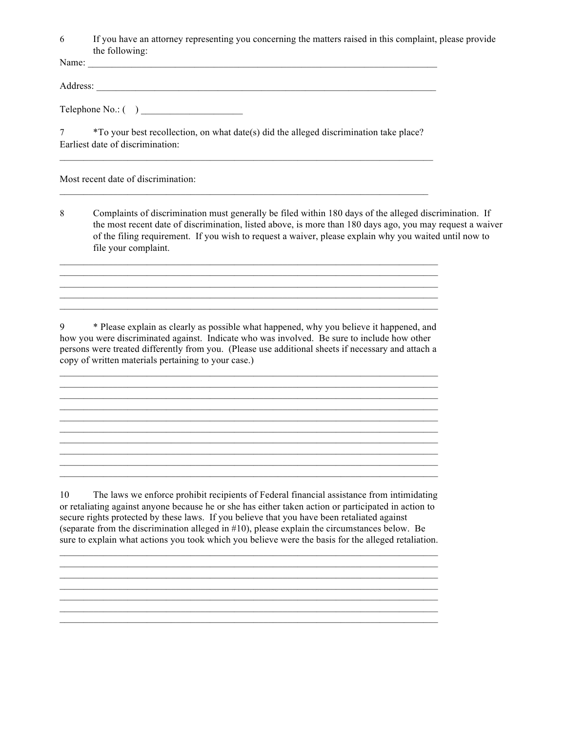6 If you have an attorney representing you concerning the matters raised in this complaint, please provide the following:

Name: ___________________________________________________________________________

Address: _________________________________________________________________________

Telephone No.: (    ) _____________________

7 *To your best recollection, on what date(s) did the alleged discrimination take place?

Earliest date of discrimination:

_______________________________________________________________________________

Most recent date of discrimination:

_______________________________________________________________________________

8 Complaints of discrimination must generally be filed within 180 days of the alleged discrimination. If the most recent date of discrimination, listed above, is more than 180 days ago, you may request a waiver of the filing requirement. If you wish to request a waiver, please explain why you waited until now to file your complaint.

_______________________________________________________________________________
_______________________________________________________________________________
_______________________________________________________________________________
_______________________________________________________________________________
_______________________________________________________________________________

9 * Please explain as clearly as possible what happened, why you believe it happened, and how you were discriminated against. Indicate who was involved. Be sure to include how other persons were treated differently from you. (Please use additional sheets if necessary and attach a copy of written materials pertaining to your case.)

_______________________________________________________________________________
_______________________________________________________________________________
_______________________________________________________________________________
_______________________________________________________________________________
_______________________________________________________________________________
_______________________________________________________________________________
_______________________________________________________________________________
_______________________________________________________________________________
_______________________________________________________________________________
_______________________________________________________________________________

10 The laws we enforce prohibit recipients of Federal financial assistance from intimidating or retaliating against anyone because he or she has either taken action or participated in action to secure rights protected by these laws. If you believe that you have been retaliated against (separate from the discrimination alleged in #10), please explain the circumstances below. Be sure to explain what actions you took which you believe were the basis for the alleged retaliation.

_______________________________________________________________________________
_______________________________________________________________________________
_______________________________________________________________________________
_______________________________________________________________________________
_______________________________________________________________________________
_______________________________________________________________________________
_______________________________________________________________________________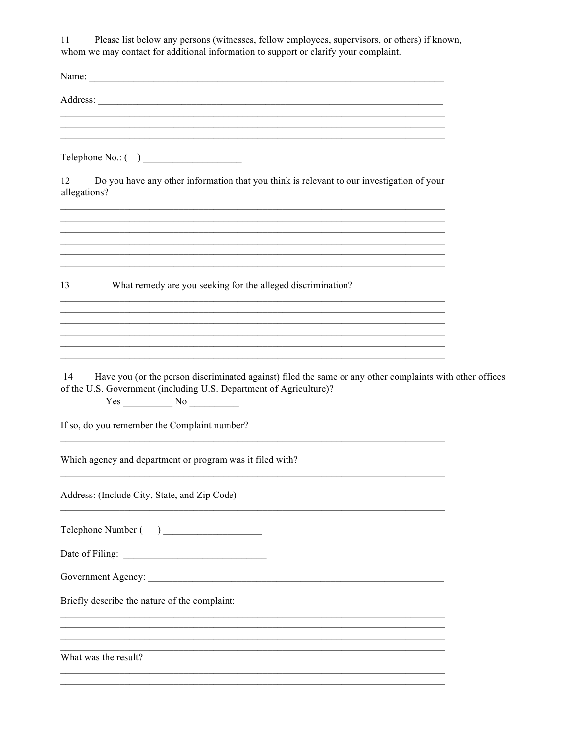11 Please list below any persons (witnesses, fellow employees, supervisors, or others) if known, whom we may contact for additional information to support or clarify your complaint.

Name: ___________________________________________________________________________

Address: _________________________________________________________________________
_________________________________________________________________________________
_________________________________________________________________________________
_________________________________________________________________________________

Telephone No.: ( ) ____________________

12 Do you have any other information that you think is relevant to our investigation of your allegations?

_________________________________________________________________________________
_________________________________________________________________________________
_________________________________________________________________________________
_________________________________________________________________________________
_________________________________________________________________________________
_________________________________________________________________________________

13 What remedy are you seeking for the alleged discrimination?

_________________________________________________________________________________
_________________________________________________________________________________
_________________________________________________________________________________
_________________________________________________________________________________
_________________________________________________________________________________
_________________________________________________________________________________

14 Have you (or the person discriminated against) filed the same or any other complaints with other offices of the U.S. Government (including U.S. Department of Agriculture)?

Yes __________ No __________

If so, do you remember the Complaint number?

_________________________________________________________________________________

Which agency and department or program was it filed with?

_________________________________________________________________________________

Address: (Include City, State, and Zip Code)

_________________________________________________________________________________

Telephone Number ( ) ____________________

Date of Filing: _____________________________

Government Agency: _______________________________________________________________

Briefly describe the nature of the complaint:

_________________________________________________________________________________
_________________________________________________________________________________
_________________________________________________________________________________
_________________________________________________________________________________

What was the result?

_________________________________________________________________________________
_________________________________________________________________________________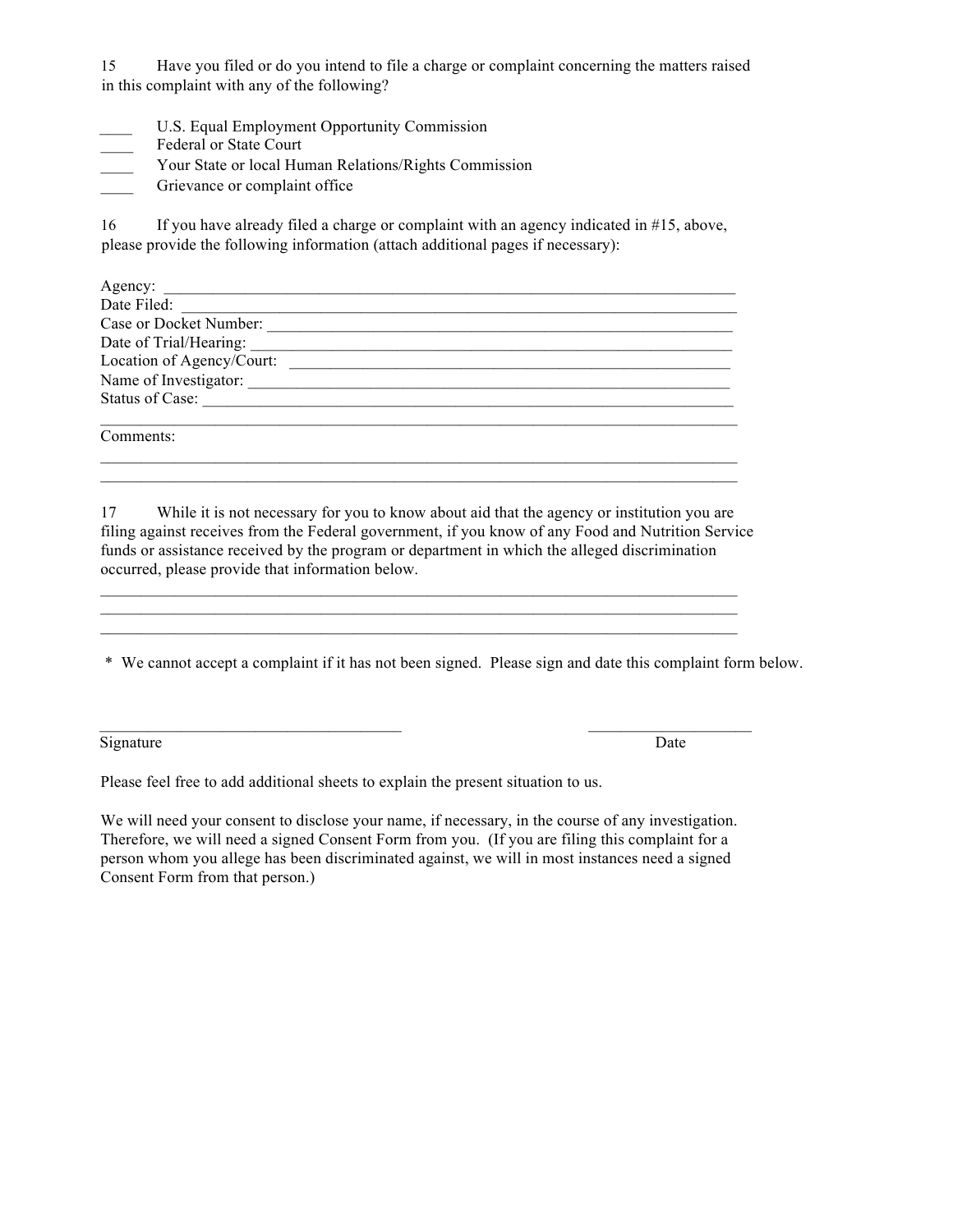15 Have you filed or do you intend to file a charge or complaint concerning the matters raised in this complaint with any of the following?

____ U.S. Equal Employment Opportunity Commission
____ Federal or State Court
____ Your State or local Human Relations/Rights Commission
____ Grievance or complaint office

16 If you have already filed a charge or complaint with an agency indicated in #15, above, please provide the following information (attach additional pages if necessary):

Agency: ___________________________________________________________________________
Date Filed: ________________________________________________________________________
Case or Docket Number: _____________________________________________________________
Date of Trial/Hearing: _______________________________________________________________
Location of Agency/Court: ___________________________________________________________
Name of Investigator: _______________________________________________________________
Status of Case: _____________________________________________________________________
___________________________________________________________________________________
Comments:
___________________________________________________________________________________
___________________________________________________________________________________

17 While it is not necessary for you to know about aid that the agency or institution you are filing against receives from the Federal government, if you know of any Food and Nutrition Service funds or assistance received by the program or department in which the alleged discrimination occurred, please provide that information below.

___________________________________________________________________________________
___________________________________________________________________________________
___________________________________________________________________________________

\* We cannot accept a complaint if it has not been signed. Please sign and date this complaint form below.

_________________________________ _____________________
Signature Date

Please feel free to add additional sheets to explain the present situation to us.

We will need your consent to disclose your name, if necessary, in the course of any investigation. Therefore, we will need a signed Consent Form from you. (If you are filing this complaint for a person whom you allege has been discriminated against, we will in most instances need a signed Consent Form from that person.)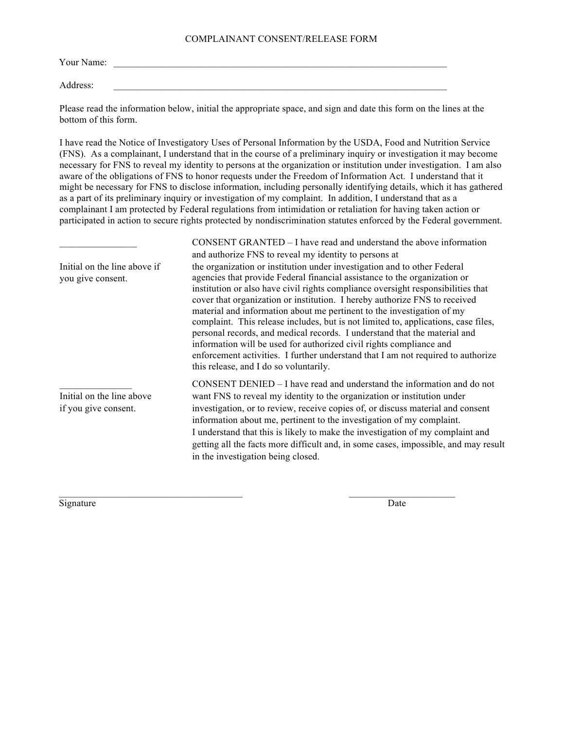# COMPLAINANT CONSENT/RELEASE FORM

Your Name: ______________________________________________________________________

Address: ______________________________________________________________________

Please read the information below, initial the appropriate space, and sign and date this form on the lines at the bottom of this form.

I have read the Notice of Investigatory Uses of Personal Information by the USDA, Food and Nutrition Service (FNS). As a complainant, I understand that in the course of a preliminary inquiry or investigation it may become necessary for FNS to reveal my identity to persons at the organization or institution under investigation. I am also aware of the obligations of FNS to honor requests under the Freedom of Information Act. I understand that it might be necessary for FNS to disclose information, including personally identifying details, which it has gathered as a part of its preliminary inquiry or investigation of my complaint. In addition, I understand that as a complainant I am protected by Federal regulations from intimidation or retaliation for having taken action or participated in action to secure rights protected by nondiscrimination statutes enforced by the Federal government.

________________

Initial on the line above if you give consent.

CONSENT GRANTED – I have read and understand the above information and authorize FNS to reveal my identity to persons at the organization or institution under investigation and to other Federal agencies that provide Federal financial assistance to the organization or institution or also have civil rights compliance oversight responsibilities that cover that organization or institution. I hereby authorize FNS to received material and information about me pertinent to the investigation of my complaint. This release includes, but is not limited to, applications, case files, personal records, and medical records. I understand that the material and information will be used for authorized civil rights compliance and enforcement activities. I further understand that I am not required to authorize this release, and I do so voluntarily.

________________

Initial on the line above if you give consent.

CONSENT DENIED – I have read and understand the information and do not want FNS to reveal my identity to the organization or institution under investigation, or to review, receive copies of, or discuss material and consent information about me, pertinent to the investigation of my complaint. I understand that this is likely to make the investigation of my complaint and getting all the facts more difficult and, in some cases, impossible, and may result in the investigation being closed.

______________________________________ ______________________

Signature Date